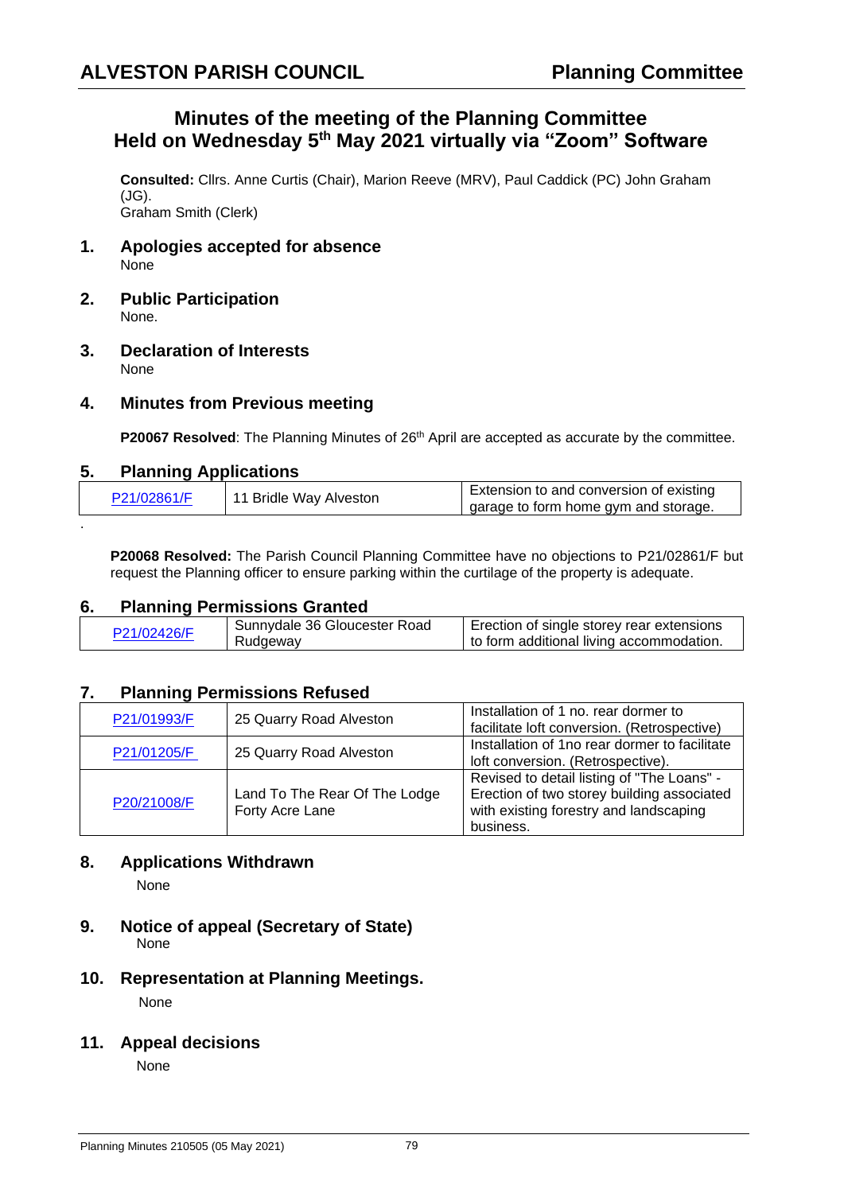ALVESTON PARISH COUNCIL — Planning Committee

# Minutes of the meeting of the Planning Committee Held on Wednesday 5th May 2021 virtually via "Zoom" Software

**Consulted:** Cllrs. Anne Curtis (Chair), Marion Reeve (MRV), Paul Caddick (PC) John Graham (JG).
Graham Smith (Clerk)

## 1. Apologies accepted for absence

None

## 2. Public Participation

None.

## 3. Declaration of Interests

None

## 4. Minutes from Previous meeting

**P20067 Resolved**: The Planning Minutes of 26th April are accepted as accurate by the committee.

## 5. Planning Applications

| P21/02861/F | 11 Bridle Way Alveston | Extension to and conversion of existing garage to form home gym and storage. |
|---|---|---|

**P20068 Resolved:** The Parish Council Planning Committee have no objections to P21/02861/F but request the Planning officer to ensure parking within the curtilage of the property is adequate.

## 6. Planning Permissions Granted

| P21/02426/F | Sunnydale 36 Gloucester Road Rudgeway | Erection of single storey rear extensions to form additional living accommodation. |
|---|---|---|

## 7. Planning Permissions Refused

| P21/01993/F | 25 Quarry Road Alveston | Installation of 1 no. rear dormer to facilitate loft conversion. (Retrospective) |
|---|---|---|
| P21/01205/F | 25 Quarry Road Alveston | Installation of 1no rear dormer to facilitate loft conversion. (Retrospective). |
| P20/21008/F | Land To The Rear Of The Lodge Forty Acre Lane | Revised to detail listing of "The Loans" - Erection of two storey building associated with existing forestry and landscaping business. |

## 8. Applications Withdrawn

None

## 9. Notice of appeal (Secretary of State)

None

## 10. Representation at Planning Meetings.

None

## 11. Appeal decisions

None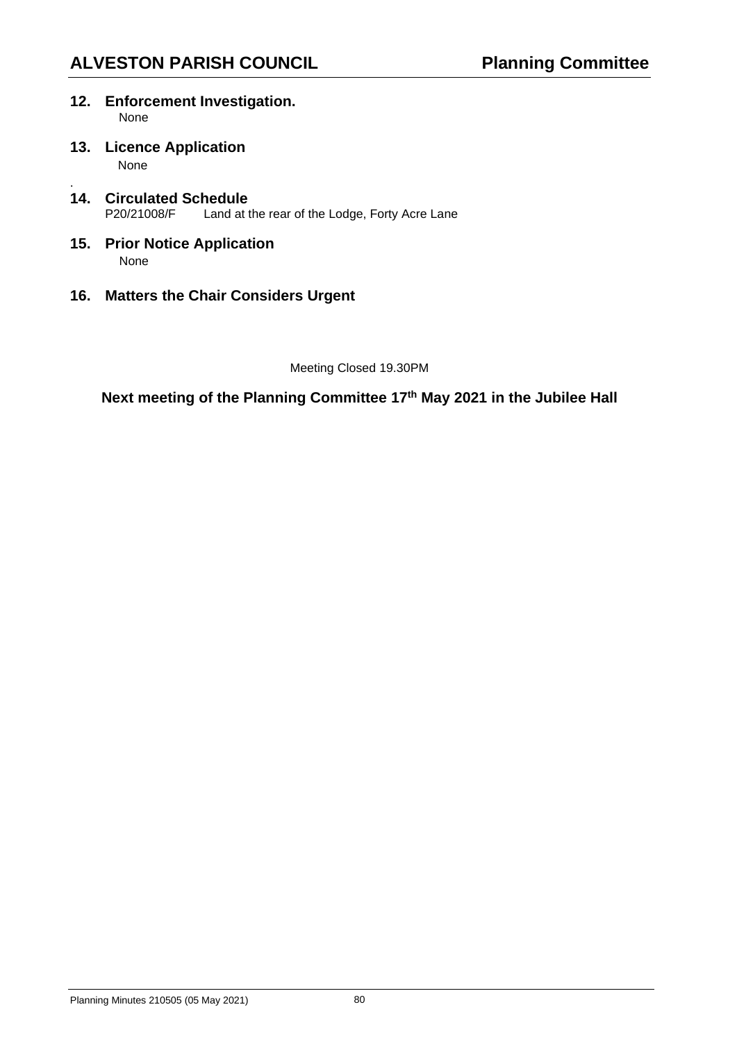## 12. Enforcement Investigation.

None

## 13. Licence Application

None

.

## 14. Circulated Schedule

P20/21008/F Land at the rear of the Lodge, Forty Acre Lane

## 15. Prior Notice Application

None

## 16. Matters the Chair Considers Urgent

Meeting Closed 19.30PM

**Next meeting of the Planning Committee 17th May 2021 in the Jubilee Hall**